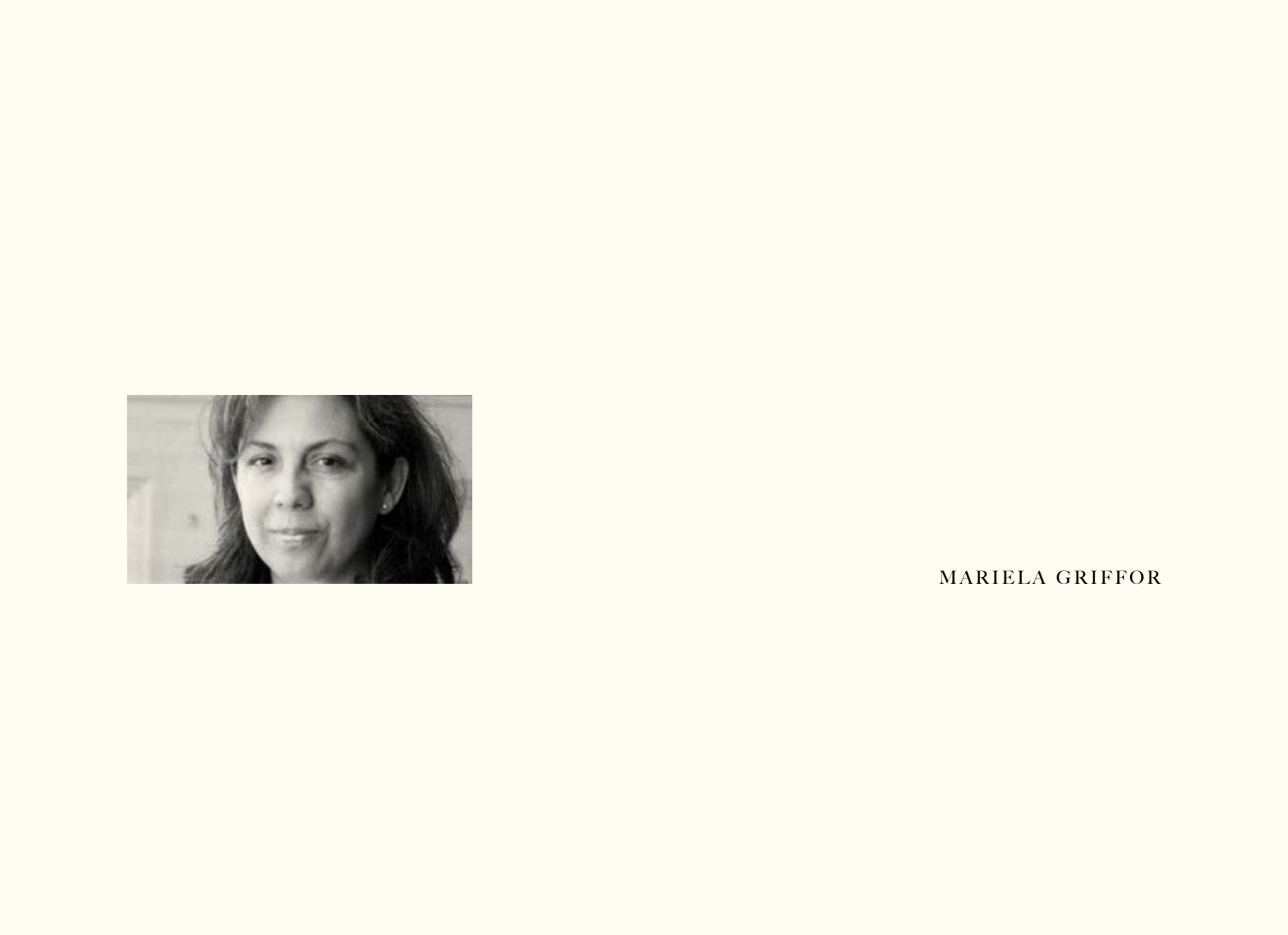MARIELA GRIFFOR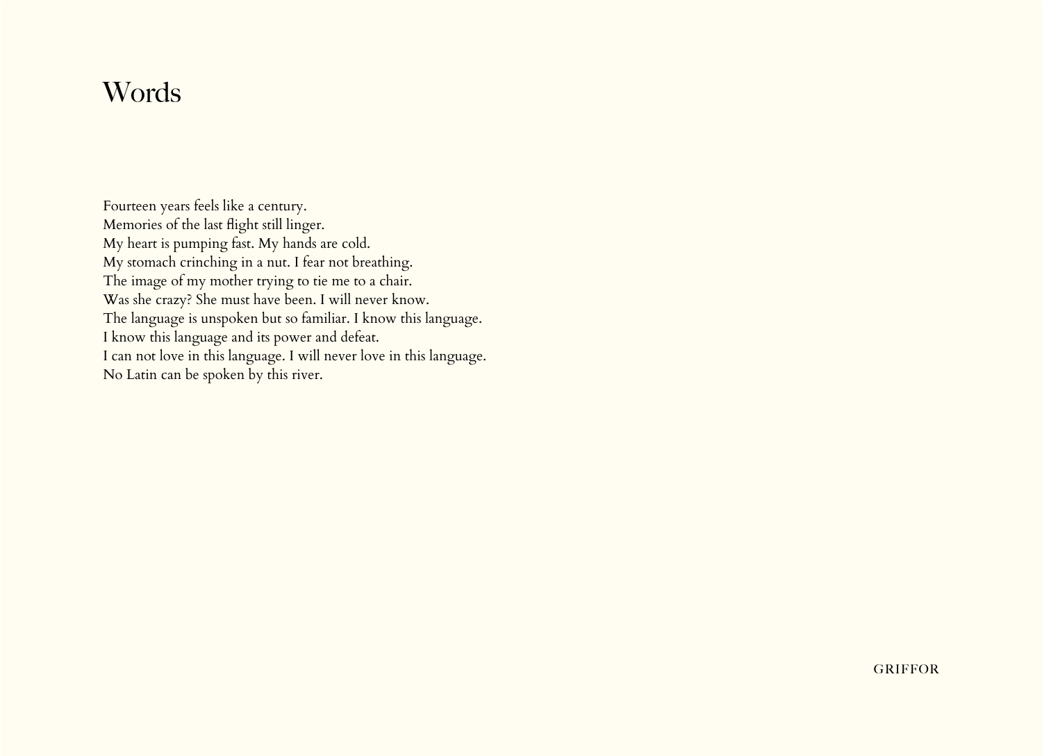# Words

Fourteen years feels like a century.  
Memories of the last flight still linger.  
My heart is pumping fast. My hands are cold.  
My stomach crinching in a nut. I fear not breathing.  
The image of my mother trying to tie me to a chair.  
Was she crazy? She must have been. I will never know.  
The language is unspoken but so familiar. I know this language.  
I know this language and its power and defeat.  
I can not love in this language. I will never love in this language.  
No Latin can be spoken by this river.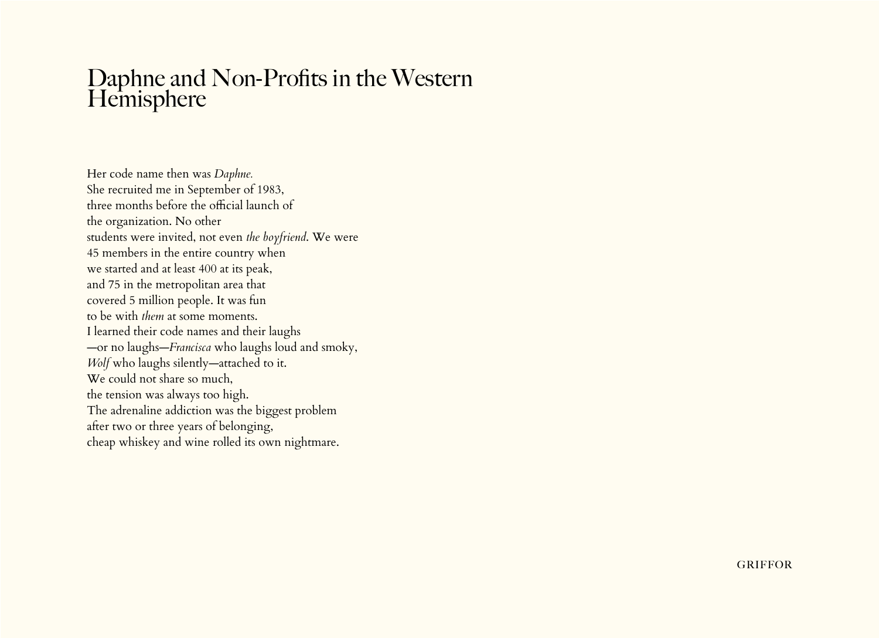# Daphne and Non-Profits in the Western Hemisphere

Her code name then was *Daphne.*  
She recruited me in September of 1983,  
three months before the official launch of  
the organization. No other  
students were invited, not even *the boyfriend*. We were  
45 members in the entire country when  
we started and at least 400 at its peak,  
and 75 in the metropolitan area that  
covered 5 million people. It was fun  
to be with *them* at some moments.  
I learned their code names and their laughs  
—or no laughs—*Francisca* who laughs loud and smoky,  
*Wolf* who laughs silently—attached to it.  
We could not share so much,  
the tension was always too high.  
The adrenaline addiction was the biggest problem  
after two or three years of belonging,  
cheap whiskey and wine rolled its own nightmare.

GRIFFOR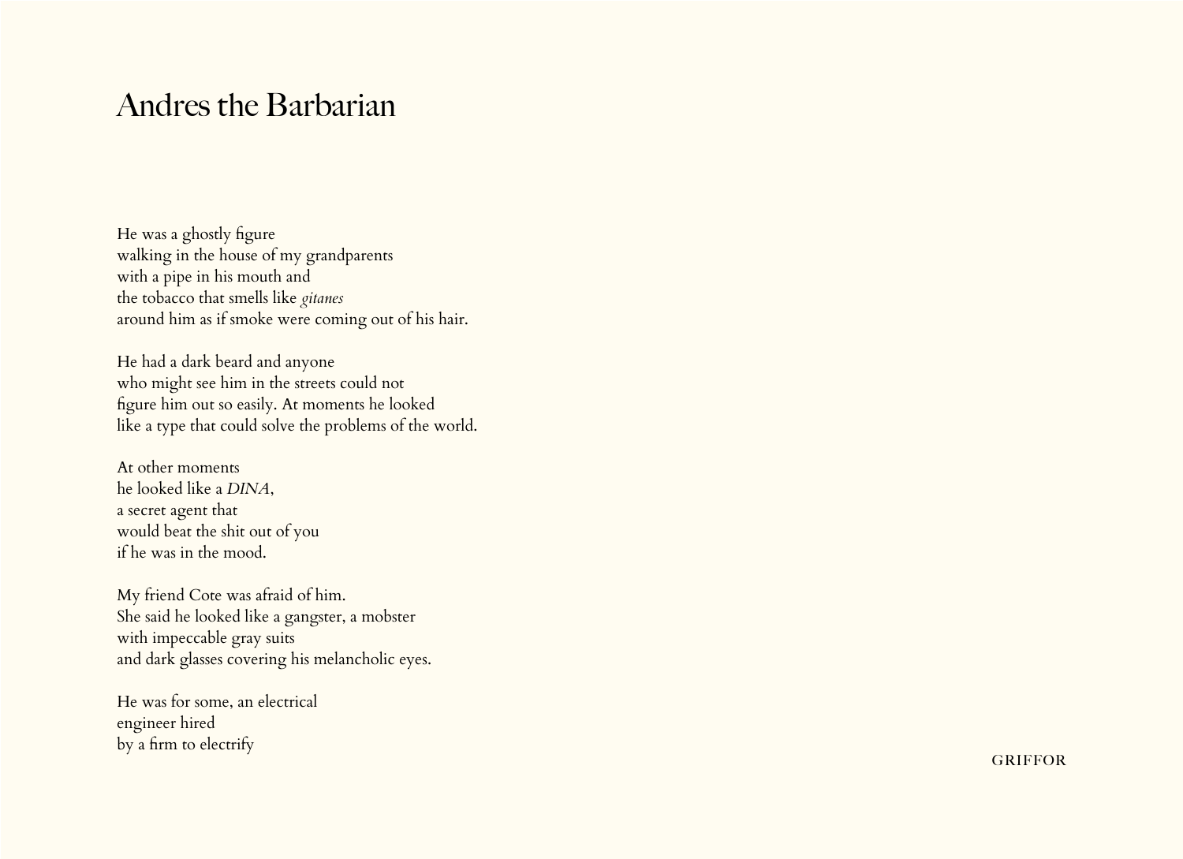# Andres the Barbarian

He was a ghostly figure
walking in the house of my grandparents
with a pipe in his mouth and
the tobacco that smells like *gitanes*
around him as if smoke were coming out of his hair.

He had a dark beard and anyone
who might see him in the streets could not
figure him out so easily. At moments he looked
like a type that could solve the problems of the world.

At other moments
he looked like a *DINA*,
a secret agent that
would beat the shit out of you
if he was in the mood.

My friend Cote was afraid of him.
She said he looked like a gangster, a mobster
with impeccable gray suits
and dark glasses covering his melancholic eyes.

He was for some, an electrical
engineer hired
by a firm to electrify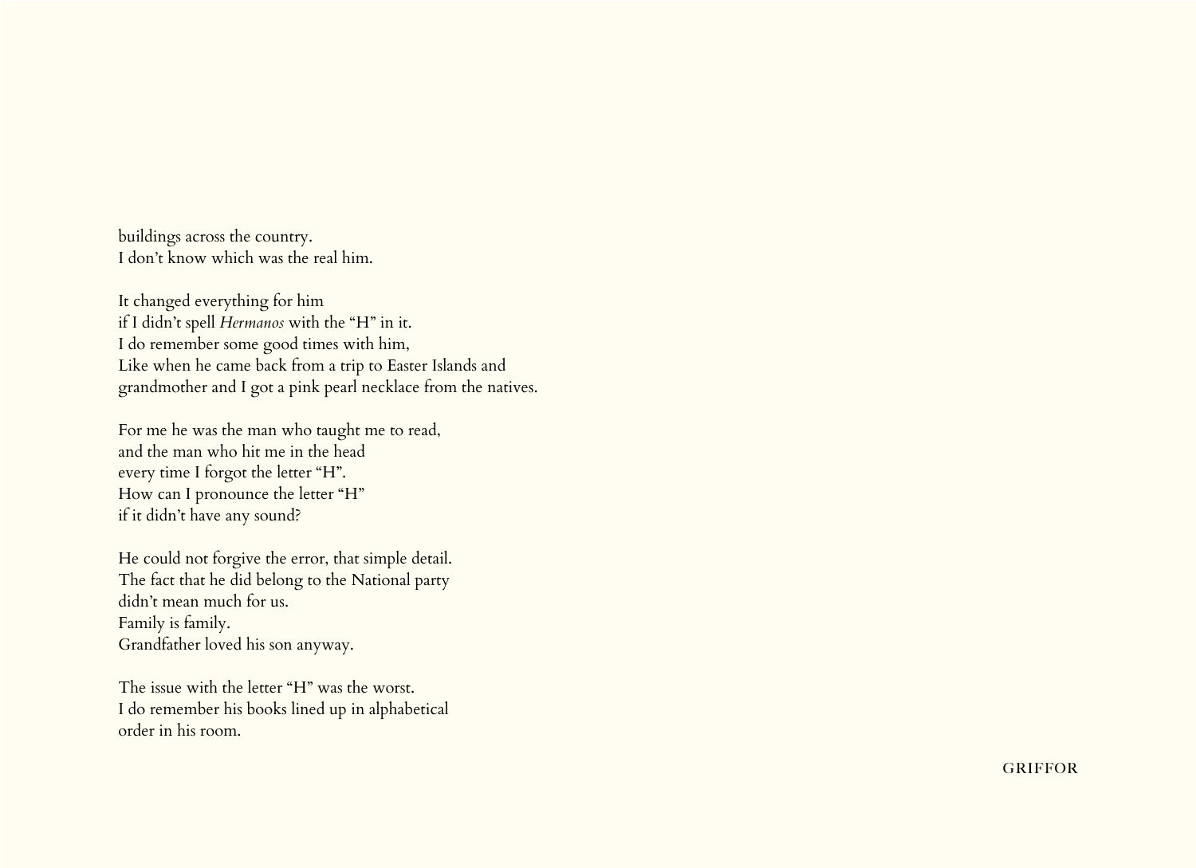buildings across the country.
I don’t know which was the real him.

It changed everything for him
if I didn’t spell *Hermanos* with the “H” in it.
I do remember some good times with him,
Like when he came back from a trip to Easter Islands and
grandmother and I got a pink pearl necklace from the natives.

For me he was the man who taught me to read,
and the man who hit me in the head
every time I forgot the letter “H”.
How can I pronounce the letter “H”
if it didn’t have any sound?

He could not forgive the error, that simple detail.
The fact that he did belong to the National party
didn’t mean much for us.
Family is family.
Grandfather loved his son anyway.

The issue with the letter “H” was the worst.
I do remember his books lined up in alphabetical
order in his room.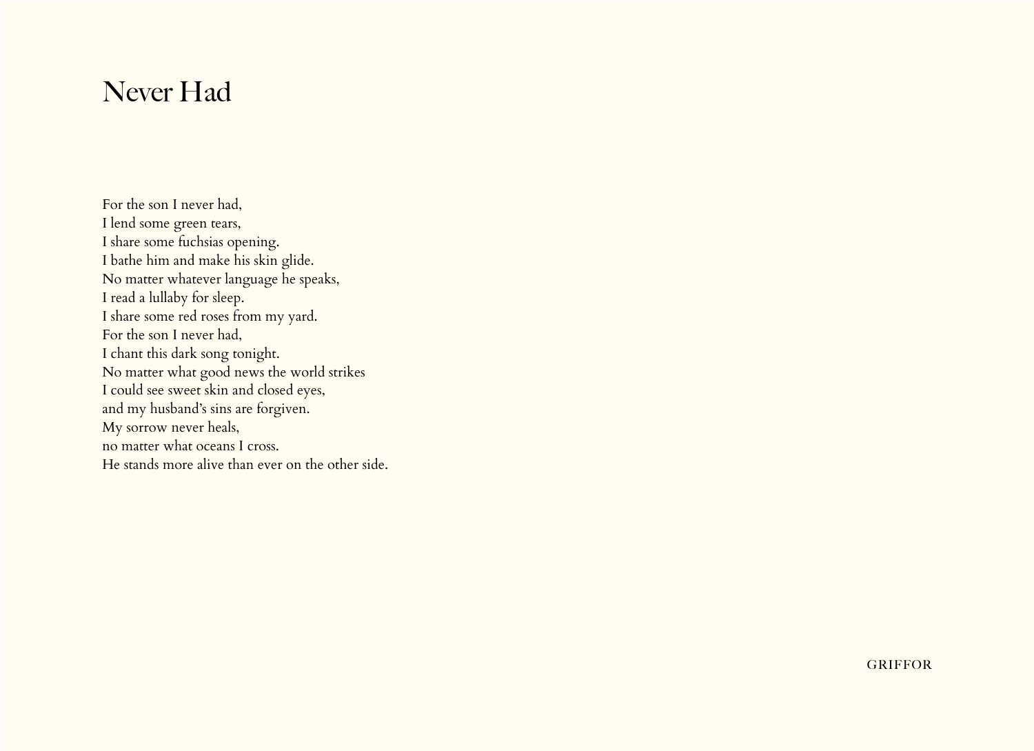# Never Had

For the son I never had,  
I lend some green tears,  
I share some fuchsias opening.  
I bathe him and make his skin glide.  
No matter whatever language he speaks,  
I read a lullaby for sleep.  
I share some red roses from my yard.  
For the son I never had,  
I chant this dark song tonight.  
No matter what good news the world strikes  
I could see sweet skin and closed eyes,  
and my husband's sins are forgiven.  
My sorrow never heals,  
no matter what oceans I cross.  
He stands more alive than ever on the other side.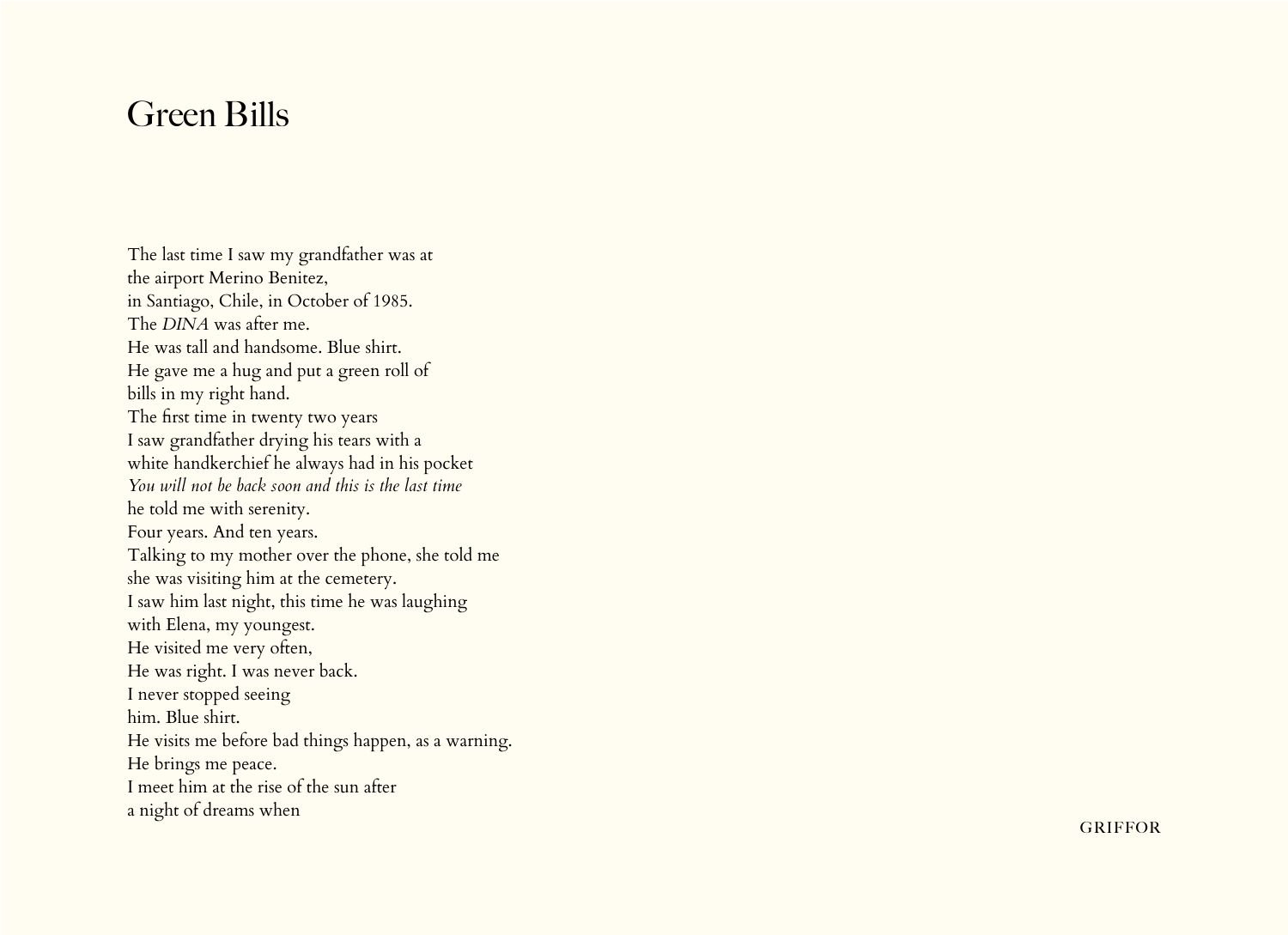# Green Bills

The last time I saw my grandfather was at
the airport Merino Benitez,
in Santiago, Chile, in October of 1985.
The *DINA* was after me.
He was tall and handsome. Blue shirt.
He gave me a hug and put a green roll of
bills in my right hand.
The first time in twenty two years
I saw grandfather drying his tears with a
white handkerchief he always had in his pocket
*You will not be back soon and this is the last time*
he told me with serenity.
Four years. And ten years.
Talking to my mother over the phone, she told me
she was visiting him at the cemetery.
I saw him last night, this time he was laughing
with Elena, my youngest.
He visited me very often,
He was right. I was never back.
I never stopped seeing
him. Blue shirt.
He visits me before bad things happen, as a warning.
He brings me peace.
I meet him at the rise of the sun after
a night of dreams when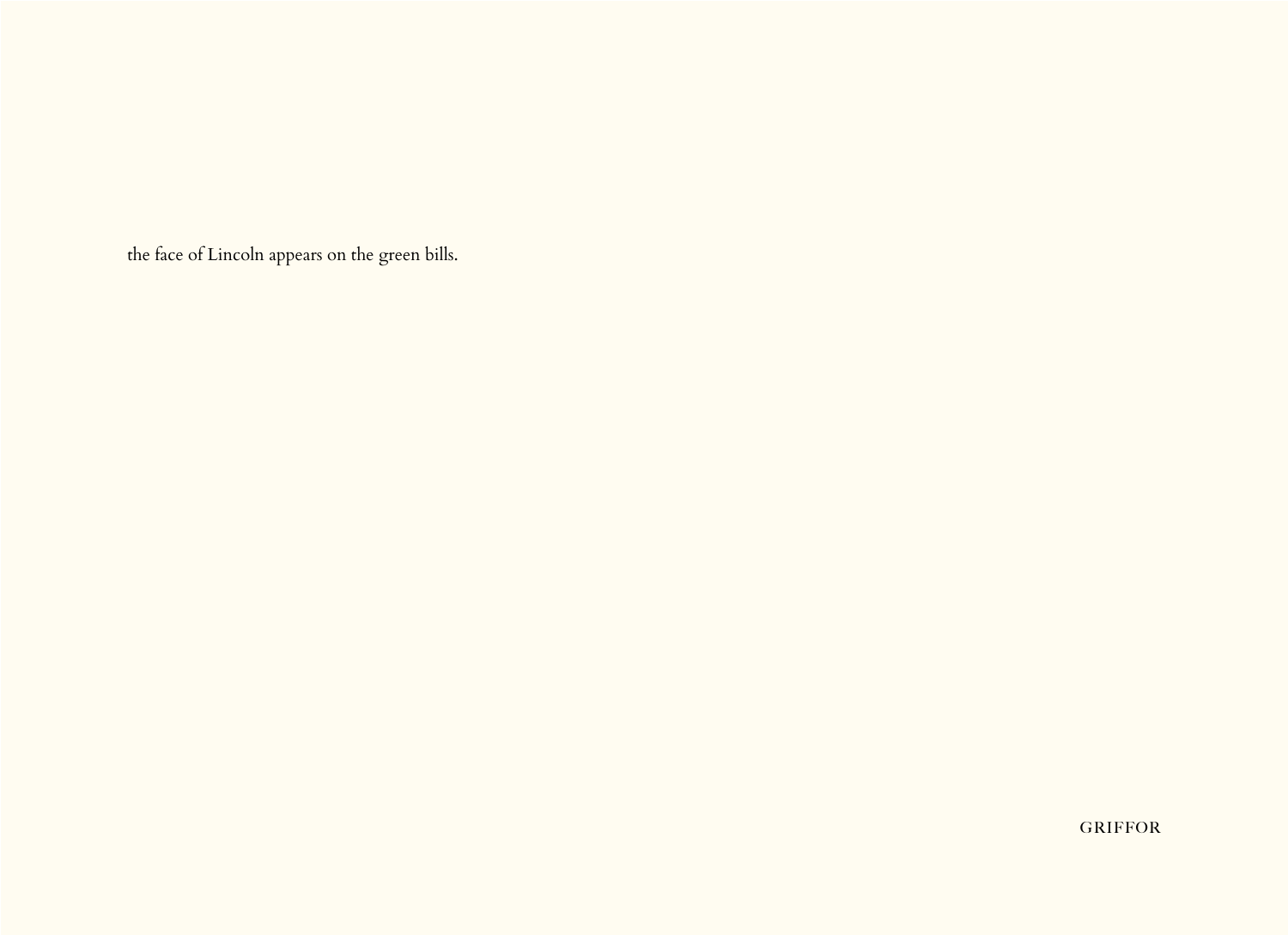the face of Lincoln appears on the green bills.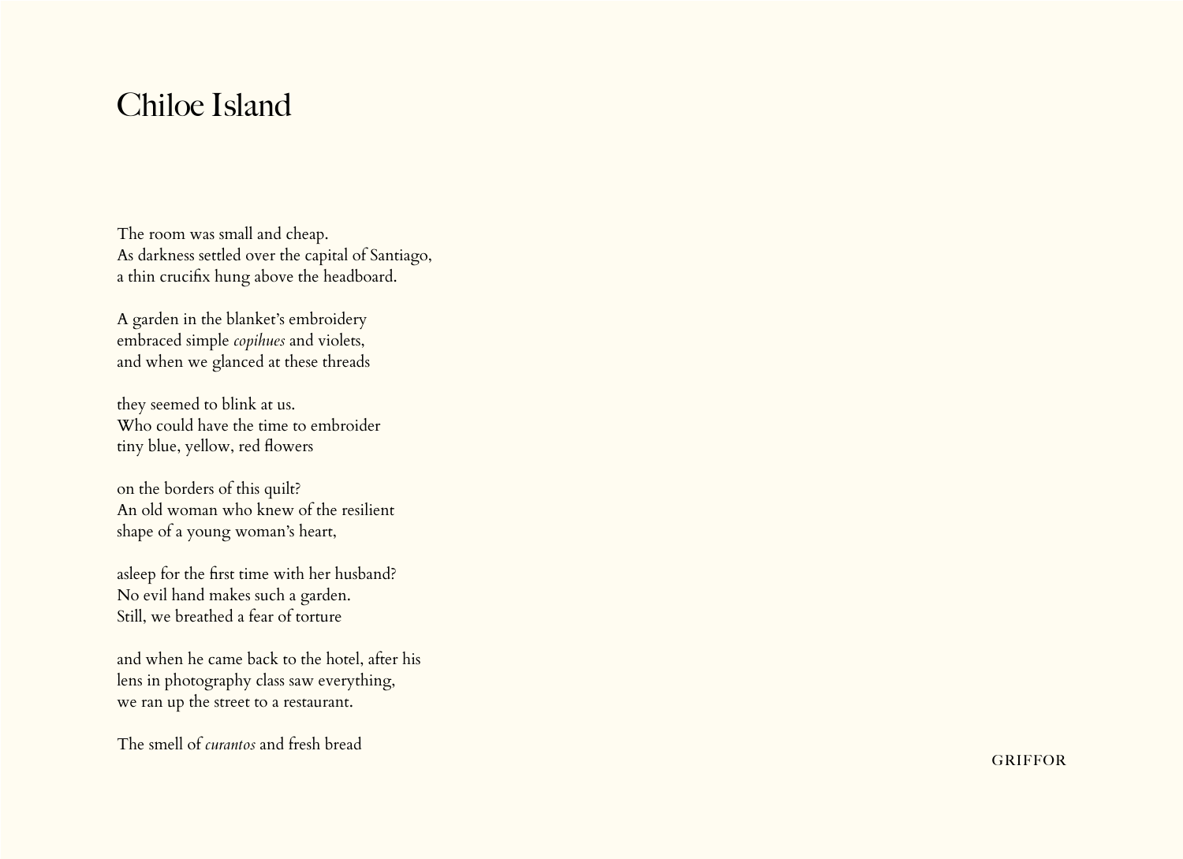# Chiloe Island

The room was small and cheap.
As darkness settled over the capital of Santiago,
a thin crucifix hung above the headboard.

A garden in the blanket's embroidery
embraced simple *copihues* and violets,
and when we glanced at these threads

they seemed to blink at us.
Who could have the time to embroider
tiny blue, yellow, red flowers

on the borders of this quilt?
An old woman who knew of the resilient
shape of a young woman's heart,

asleep for the first time with her husband?
No evil hand makes such a garden.
Still, we breathed a fear of torture

and when he came back to the hotel, after his
lens in photography class saw everything,
we ran up the street to a restaurant.

The smell of *curantos* and fresh bread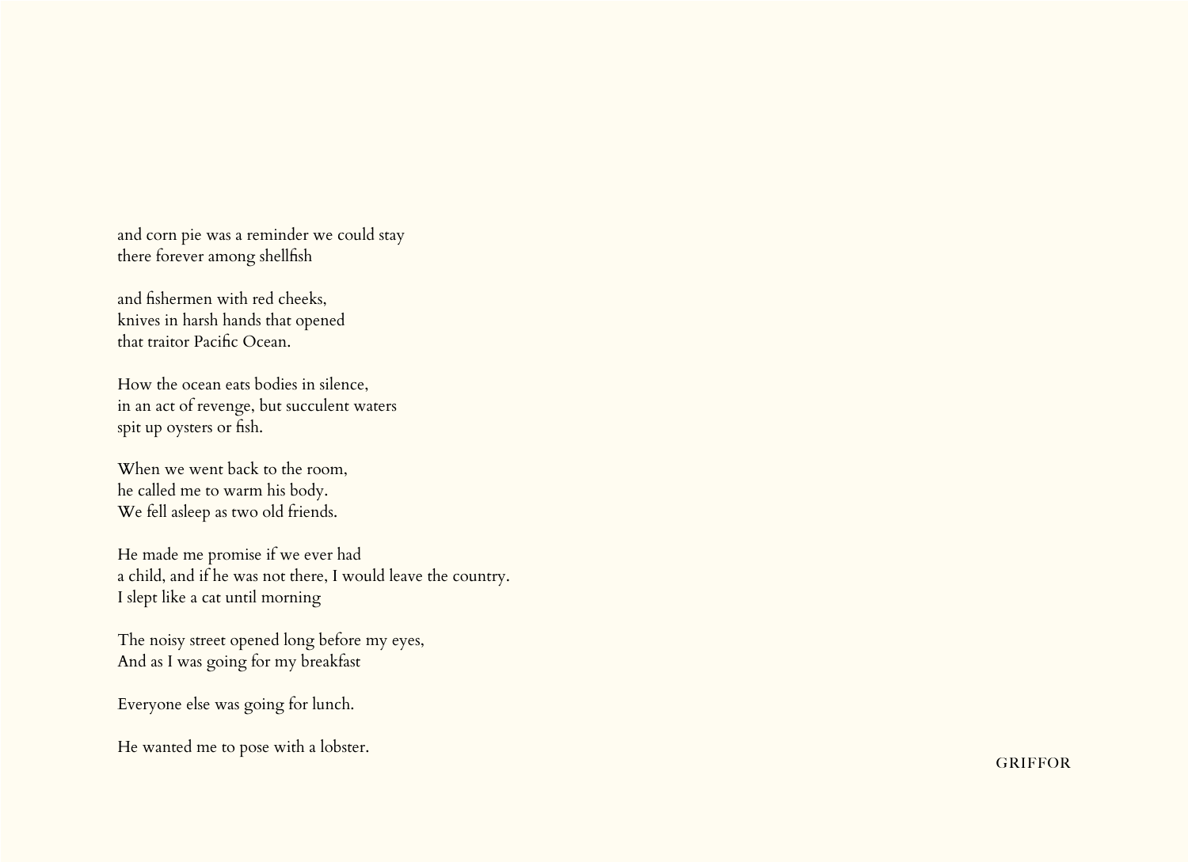and corn pie was a reminder we could stay
there forever among shellfish

and fishermen with red cheeks,
knives in harsh hands that opened
that traitor Pacific Ocean.

How the ocean eats bodies in silence,
in an act of revenge, but succulent waters
spit up oysters or fish.

When we went back to the room,
he called me to warm his body.
We fell asleep as two old friends.

He made me promise if we ever had
a child, and if he was not there, I would leave the country.
I slept like a cat until morning

The noisy street opened long before my eyes,
And as I was going for my breakfast

Everyone else was going for lunch.

He wanted me to pose with a lobster.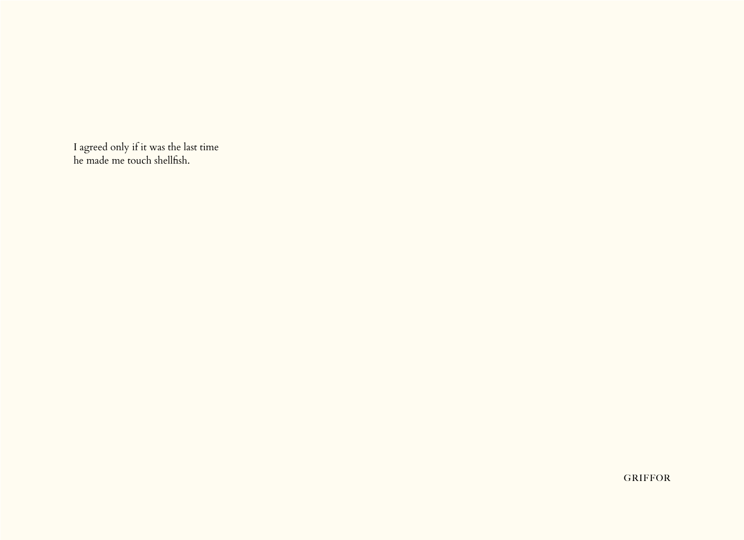I agreed only if it was the last time
he made me touch shellfish.